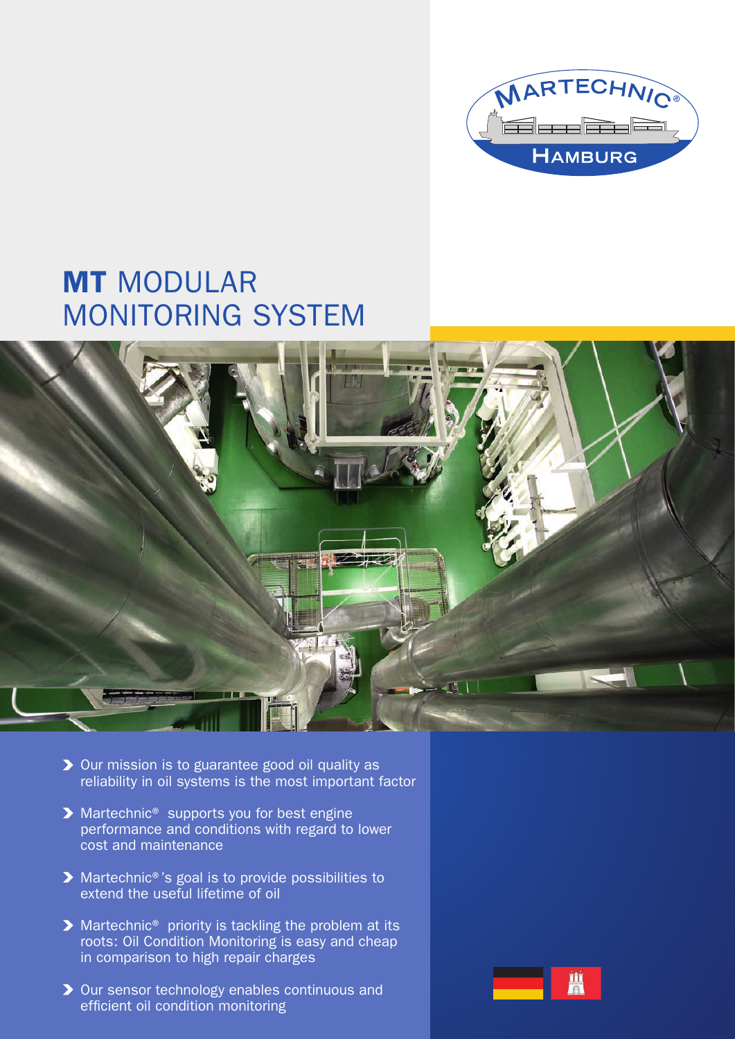MARTECHNIC®

HAMBURG

# MT MODULAR MONITORING SYSTEM

- Our mission is to guarantee good oil quality as reliability in oil systems is the most important factor
- Martechnic® supports you for best engine performance and conditions with regard to lower cost and maintenance
- Martechnic®'s goal is to provide possibilities to extend the useful lifetime of oil
- Martechnic® priority is tackling the problem at its roots: Oil Condition Monitoring is easy and cheap in comparison to high repair charges
- Our sensor technology enables continuous and efficient oil condition monitoring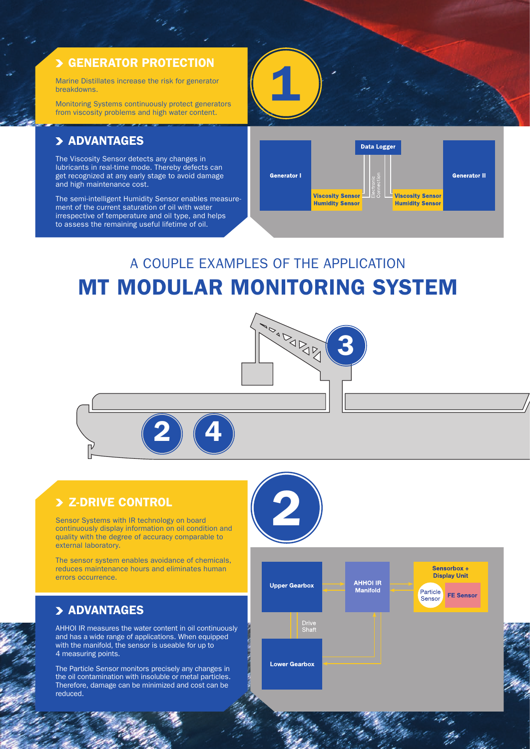## GENERATOR PROTECTION

Marine Distillates increase the risk for generator breakdowns.

Monitoring Systems continuously protect generators from viscosity problems and high water content.

1

## ADVANTAGES

The Viscosity Sensor detects any changes in lubricants in real-time mode. Thereby defects can get recognized at any early stage to avoid damage and high maintenance cost.

The semi-intelligent Humidity Sensor enables measurement of the current saturation of oil with water irrespective of temperature and oil type, and helps to assess the remaining useful lifetime of oil.

Data Logger

Generator I

Generator II

Viscosity Sensor
Humidity Sensor

Electronic Connection

Viscosity Sensor
Humidity Sensor

A COUPLE EXAMPLES OF THE APPLICATION

# MT MODULAR MONITORING SYSTEM

3

2 4

## Z-DRIVE CONTROL

Sensor Systems with IR technology on board continuously display information on oil condition and quality with the degree of accuracy comparable to external laboratory.

The sensor system enables avoidance of chemicals, reduces maintenance hours and eliminates human errors occurrence.

2

## ADVANTAGES

AHHOI IR measures the water content in oil continuously and has a wide range of applications. When equipped with the manifold, the sensor is useable for up to 4 measuring points.

The Particle Sensor monitors precisely any changes in the oil contamination with insoluble or metal particles. Therefore, damage can be minimized and cost can be reduced.

Upper Gearbox

AHHOI IR Manifold

Sensorbox + Display Unit

Particle Sensor

FE Sensor

Drive Shaft

Lower Gearbox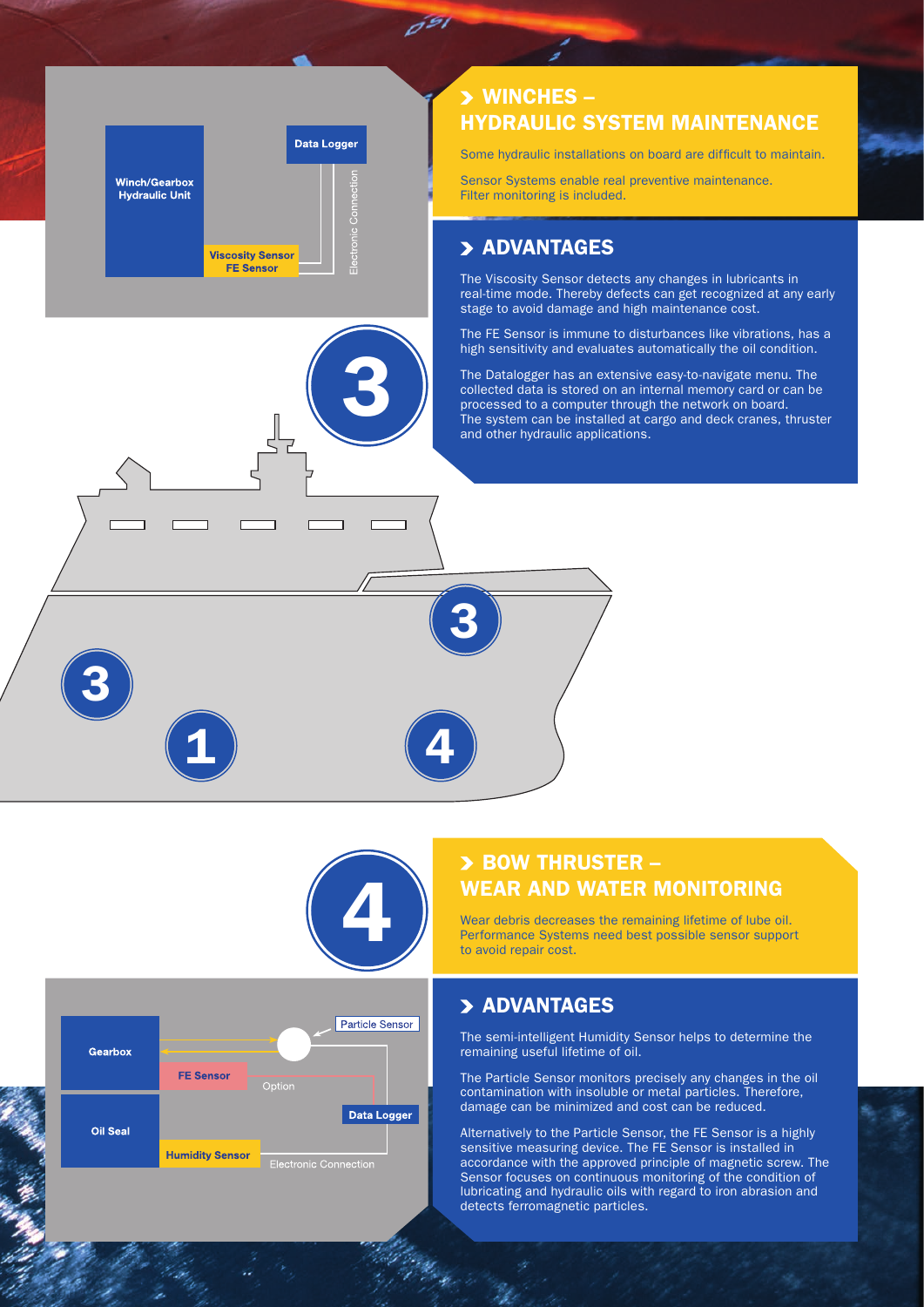Winch/Gearbox Hydraulic Unit

Data Logger

Viscosity Sensor
FE Sensor

Electronic Connection

## WINCHES – HYDRAULIC SYSTEM MAINTENANCE

Some hydraulic installations on board are difficult to maintain.

Sensor Systems enable real preventive maintenance. Filter monitoring is included.

### ADVANTAGES

The Viscosity Sensor detects any changes in lubricants in real-time mode. Thereby defects can get recognized at any early stage to avoid damage and high maintenance cost.

The FE Sensor is immune to disturbances like vibrations, has a high sensitivity and evaluates automatically the oil condition.

The Datalogger has an extensive easy-to-navigate menu. The collected data is stored on an internal memory card or can be processed to a computer through the network on board.
The system can be installed at cargo and deck cranes, thruster and other hydraulic applications.

3

3

3

1

4

4

## BOW THRUSTER – WEAR AND WATER MONITORING

Wear debris decreases the remaining lifetime of lube oil. Performance Systems need best possible sensor support to avoid repair cost.

Gearbox

Particle Sensor

FE Sensor

Option

Data Logger

Oil Seal

Humidity Sensor

Electronic Connection

### ADVANTAGES

The semi-intelligent Humidity Sensor helps to determine the remaining useful lifetime of oil.

The Particle Sensor monitors precisely any changes in the oil contamination with insoluble or metal particles. Therefore, damage can be minimized and cost can be reduced.

Alternatively to the Particle Sensor, the FE Sensor is a highly sensitive measuring device. The FE Sensor is installed in accordance with the approved principle of magnetic screw. The Sensor focuses on continuous monitoring of the condition of lubricating and hydraulic oils with regard to iron abrasion and detects ferromagnetic particles.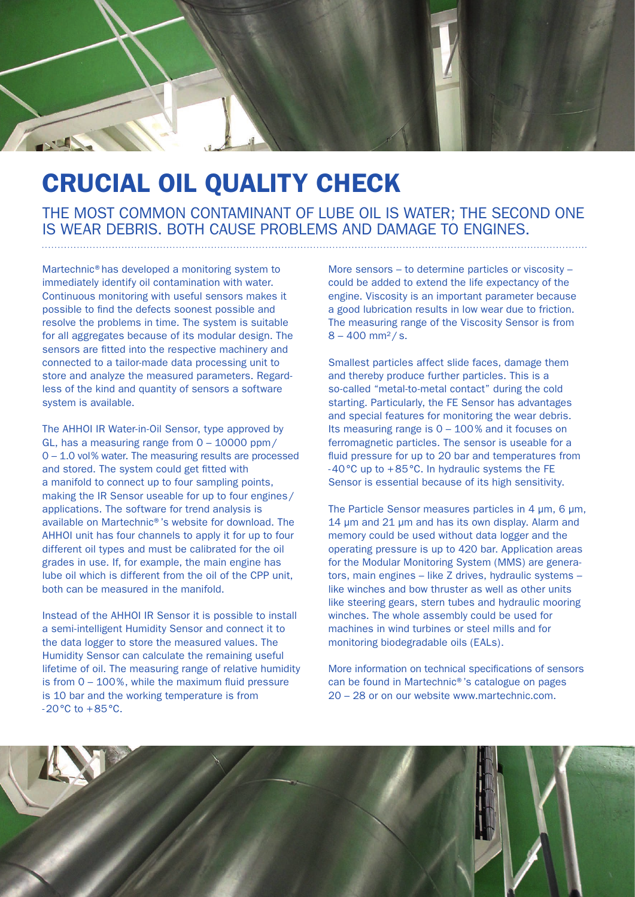# CRUCIAL OIL QUALITY CHECK

## THE MOST COMMON CONTAMINANT OF LUBE OIL IS WATER; THE SECOND ONE IS WEAR DEBRIS. BOTH CAUSE PROBLEMS AND DAMAGE TO ENGINES.

Martechnic® has developed a monitoring system to immediately identify oil contamination with water. Continuous monitoring with useful sensors makes it possible to find the defects soonest possible and resolve the problems in time. The system is suitable for all aggregates because of its modular design. The sensors are fitted into the respective machinery and connected to a tailor-made data processing unit to store and analyze the measured parameters. Regardless of the kind and quantity of sensors a software system is available.

The AHHOI IR Water-in-Oil Sensor, type approved by GL, has a measuring range from 0 – 10000 ppm/ 0 – 1.0 vol% water. The measuring results are processed and stored. The system could get fitted with a manifold to connect up to four sampling points, making the IR Sensor useable for up to four engines/ applications. The software for trend analysis is available on Martechnic®'s website for download. The AHHOI unit has four channels to apply it for up to four different oil types and must be calibrated for the oil grades in use. If, for example, the main engine has lube oil which is different from the oil of the CPP unit, both can be measured in the manifold.

Instead of the AHHOI IR Sensor it is possible to install a semi-intelligent Humidity Sensor and connect it to the data logger to store the measured values. The Humidity Sensor can calculate the remaining useful lifetime of oil. The measuring range of relative humidity is from 0 – 100%, while the maximum fluid pressure is 10 bar and the working temperature is from -20°C to +85°C.

More sensors – to determine particles or viscosity – could be added to extend the life expectancy of the engine. Viscosity is an important parameter because a good lubrication results in low wear due to friction. The measuring range of the Viscosity Sensor is from 8 – 400 $mm^2/s$.

Smallest particles affect slide faces, damage them and thereby produce further particles. This is a so-called "metal-to-metal contact" during the cold starting. Particularly, the FE Sensor has advantages and special features for monitoring the wear debris. Its measuring range is 0 – 100% and it focuses on ferromagnetic particles. The sensor is useable for a fluid pressure for up to 20 bar and temperatures from -40°C up to +85°C. In hydraulic systems the FE Sensor is essential because of its high sensitivity.

The Particle Sensor measures particles in 4 µm, 6 µm, 14 µm and 21 µm and has its own display. Alarm and memory could be used without data logger and the operating pressure is up to 420 bar. Application areas for the Modular Monitoring System (MMS) are generators, main engines – like Z drives, hydraulic systems – like winches and bow thruster as well as other units like steering gears, stern tubes and hydraulic mooring winches. The whole assembly could be used for machines in wind turbines or steel mills and for monitoring biodegradable oils (EALs).

More information on technical specifications of sensors can be found in Martechnic®'s catalogue on pages 20 – 28 or on our website www.martechnic.com.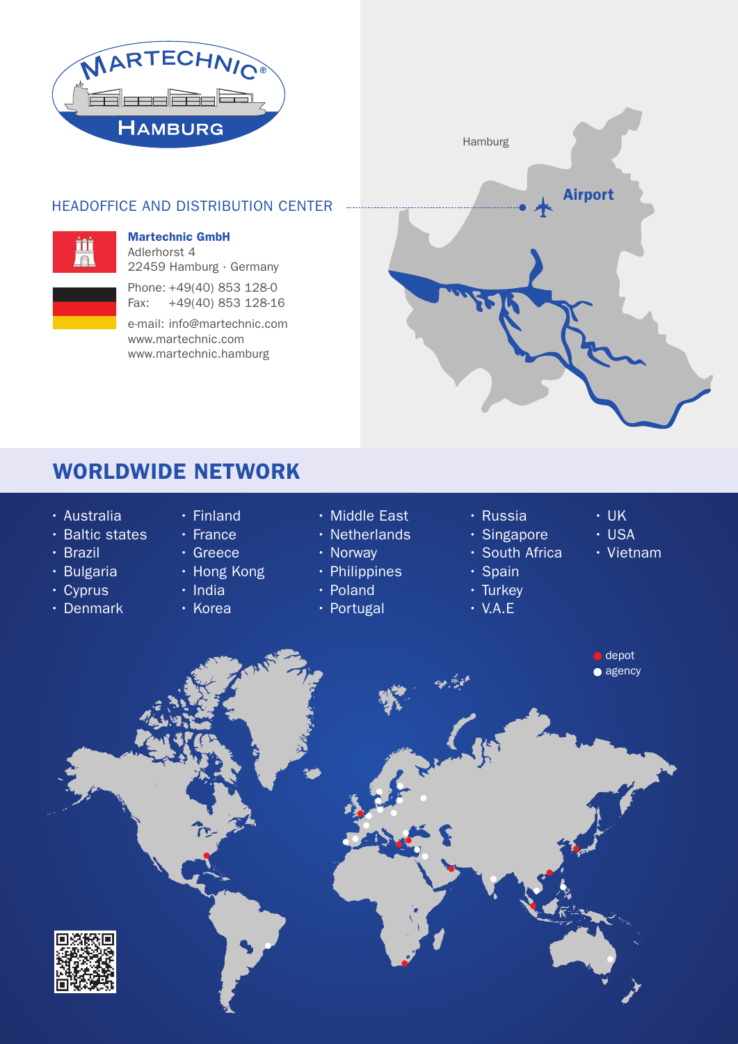MARTECHNIC®
HAMBURG

## HEADOFFICE AND DISTRIBUTION CENTER

**Martechnic GmbH**
Adlerhorst 4
22459 Hamburg · Germany

Phone: +49(40) 853 128-0
Fax: +49(40) 853 128-16

e-mail: info@martechnic.com
www.martechnic.com
www.martechnic.hamburg

Hamburg

Airport

## WORLDWIDE NETWORK

- Australia
- Baltic states
- Brazil
- Bulgaria
- Cyprus
- Denmark
- Finland
- France
- Greece
- Hong Kong
- India
- Korea
- Middle East
- Netherlands
- Norway
- Philippines
- Poland
- Portugal
- Russia
- Singapore
- South Africa
- Spain
- Turkey
- V.A.E
- UK
- USA
- Vietnam

depot
agency